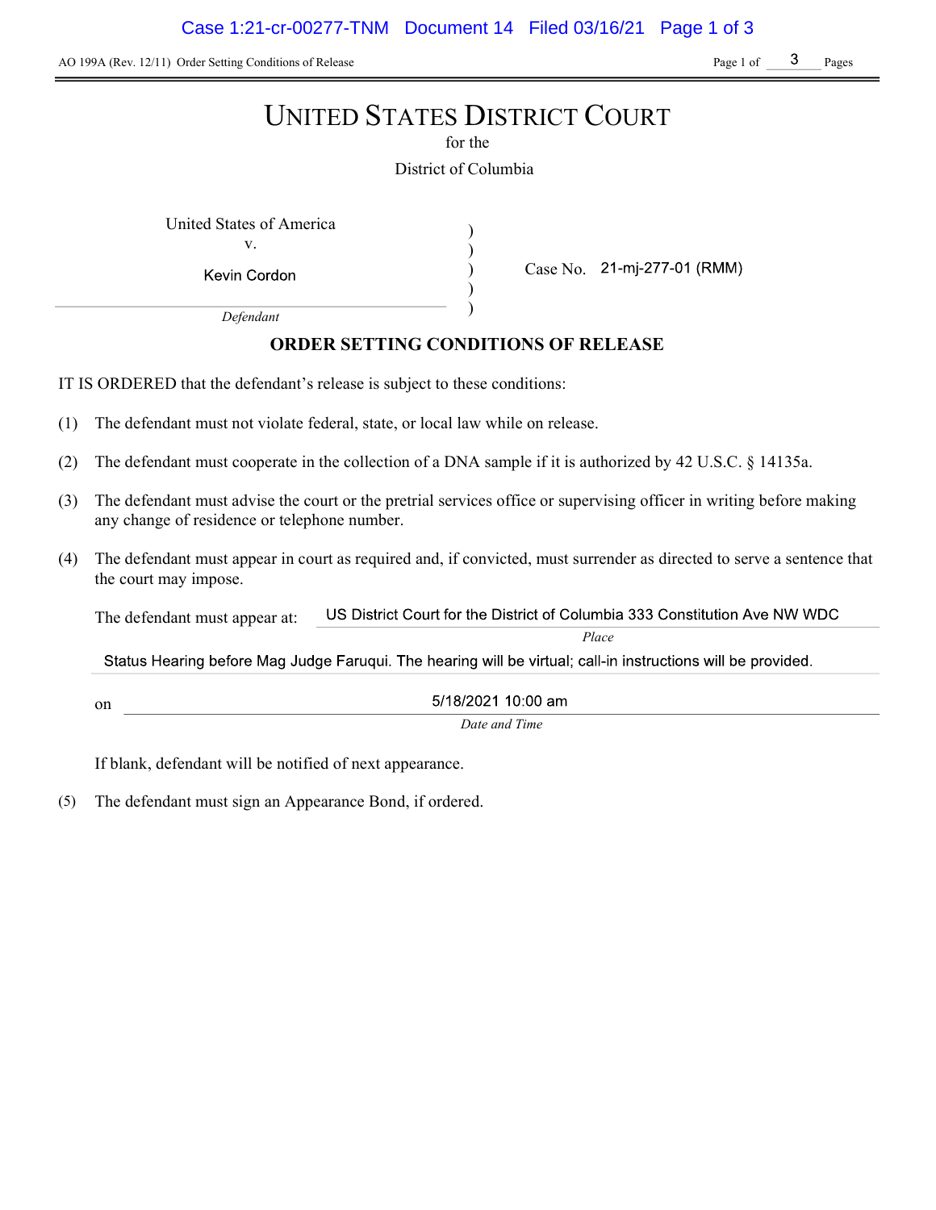AO 199A (Rev. 12/11) Order Setting Conditions of Release

# UNITED STATES DISTRICT COURT

for the

District of Columbia

United States of America
v.
Kevin Cordon
*Defendant*

Case No. 21-mj-277-01 (RMM)

## ORDER SETTING CONDITIONS OF RELEASE

IT IS ORDERED that the defendant's release is subject to these conditions:

(1) The defendant must not violate federal, state, or local law while on release.

(2) The defendant must cooperate in the collection of a DNA sample if it is authorized by 42 U.S.C. § 14135a.

(3) The defendant must advise the court or the pretrial services office or supervising officer in writing before making any change of residence or telephone number.

(4) The defendant must appear in court as required and, if convicted, must surrender as directed to serve a sentence that the court may impose.

The defendant must appear at: US District Court for the District of Columbia 333 Constitution Ave NW WDC
*Place*

Status Hearing before Mag Judge Faruqui. The hearing will be virtual; call-in instructions will be provided.

on 5/18/2021 10:00 am
*Date and Time*

If blank, defendant will be notified of next appearance.

(5) The defendant must sign an Appearance Bond, if ordered.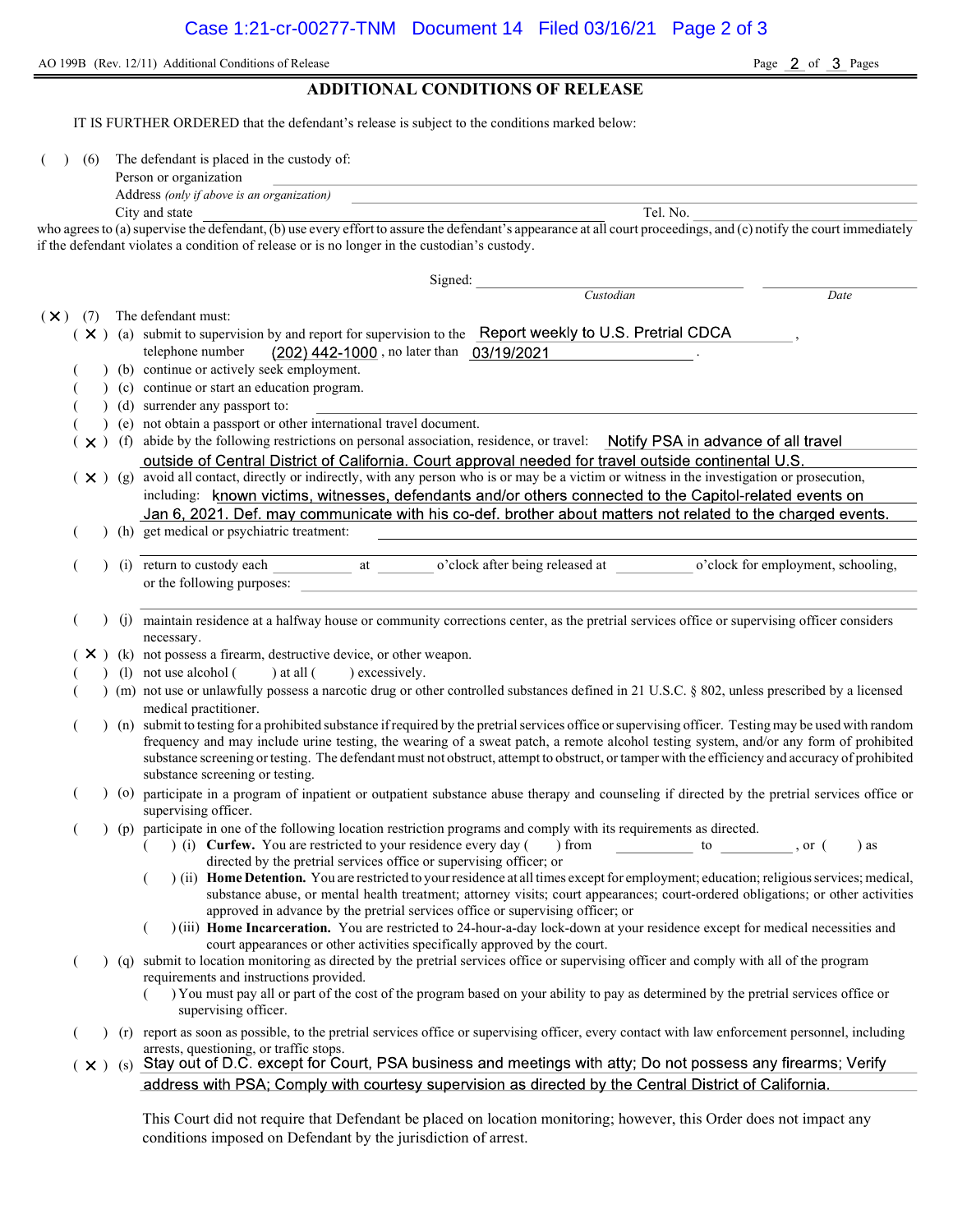AO 199B (Rev. 12/11) Additional Conditions of Release

## ADDITIONAL CONDITIONS OF RELEASE

IT IS FURTHER ORDERED that the defendant's release is subject to the conditions marked below:

( ) (6) The defendant is placed in the custody of:

Person or organization ______________________

Address *(only if above is an organization)* ______________________

City and state ______________________ Tel. No. ______________________

who agrees to (a) supervise the defendant, (b) use every effort to assure the defendant's appearance at all court proceedings, and (c) notify the court immediately if the defendant violates a condition of release or is no longer in the custodian's custody.

Signed: ______________________ ______________________

*Custodian* *Date*

(X) (7) The defendant must:

( X ) (a) submit to supervision by and report for supervision to the Report weekly to U.S. Pretrial CDCA, telephone number (202) 442-1000, no later than 03/19/2021.

( ) (b) continue or actively seek employment.

( ) (c) continue or start an education program.

( ) (d) surrender any passport to: ______________________

( ) (e) not obtain a passport or other international travel document.

( X ) (f) abide by the following restrictions on personal association, residence, or travel: Notify PSA in advance of all travel outside of Central District of California. Court approval needed for travel outside continental U.S.

( X ) (g) avoid all contact, directly or indirectly, with any person who is or may be a victim or witness in the investigation or prosecution, including: known victims, witnesses, defendants and/or others connected to the Capitol-related events on Jan 6, 2021. Def. may communicate with his co-def. brother about matters not related to the charged events.

( ) (h) get medical or psychiatric treatment: ______________________

( ) (i) return to custody each ________ at ________ o'clock after being released at ________ o'clock for employment, schooling, or the following purposes: ______________________

( ) (j) maintain residence at a halfway house or community corrections center, as the pretrial services office or supervising officer considers necessary.

( X ) (k) not possess a firearm, destructive device, or other weapon.

( ) (l) not use alcohol ( ) at all ( ) excessively.

( ) (m) not use or unlawfully possess a narcotic drug or other controlled substances defined in 21 U.S.C. § 802, unless prescribed by a licensed medical practitioner.

( ) (n) submit to testing for a prohibited substance if required by the pretrial services office or supervising officer. Testing may be used with random frequency and may include urine testing, the wearing of a sweat patch, a remote alcohol testing system, and/or any form of prohibited substance screening or testing. The defendant must not obstruct, attempt to obstruct, or tamper with the efficiency and accuracy of prohibited substance screening or testing.

( ) (o) participate in a program of inpatient or outpatient substance abuse therapy and counseling if directed by the pretrial services office or supervising officer.

( ) (p) participate in one of the following location restriction programs and comply with its requirements as directed.

( ) (i) **Curfew.** You are restricted to your residence every day ( ) from ________ to ________, or ( ) as directed by the pretrial services office or supervising officer; or

( ) (ii) **Home Detention.** You are restricted to your residence at all times except for employment; education; religious services; medical, substance abuse, or mental health treatment; attorney visits; court appearances; court-ordered obligations; or other activities approved in advance by the pretrial services office or supervising officer; or

( ) (iii) **Home Incarceration.** You are restricted to 24-hour-a-day lock-down at your residence except for medical necessities and court appearances or other activities specifically approved by the court.

( ) (q) submit to location monitoring as directed by the pretrial services office or supervising officer and comply with all of the program requirements and instructions provided.

( ) You must pay all or part of the cost of the program based on your ability to pay as determined by the pretrial services office or supervising officer.

( ) (r) report as soon as possible, to the pretrial services office or supervising officer, every contact with law enforcement personnel, including arrests, questioning, or traffic stops.

( X ) (s) Stay out of D.C. except for Court, PSA business and meetings with atty; Do not possess any firearms; Verify address with PSA; Comply with courtesy supervision as directed by the Central District of California.

This Court did not require that Defendant be placed on location monitoring; however, this Order does not impact any conditions imposed on Defendant by the jurisdiction of arrest.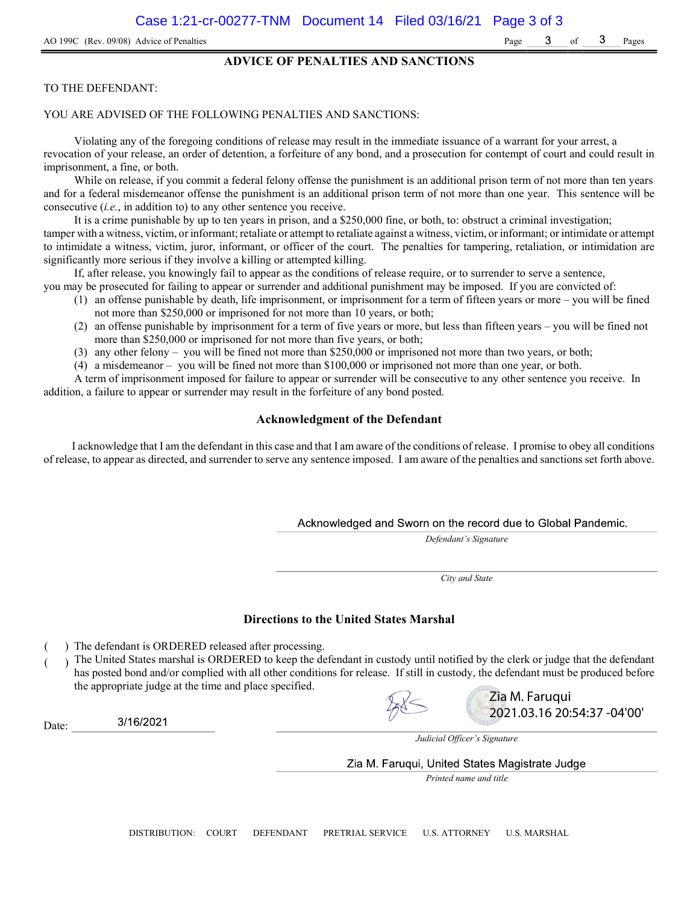## ADVICE OF PENALTIES AND SANCTIONS

TO THE DEFENDANT:

YOU ARE ADVISED OF THE FOLLOWING PENALTIES AND SANCTIONS:

Violating any of the foregoing conditions of release may result in the immediate issuance of a warrant for your arrest, a revocation of your release, an order of detention, a forfeiture of any bond, and a prosecution for contempt of court and could result in imprisonment, a fine, or both.

While on release, if you commit a federal felony offense the punishment is an additional prison term of not more than ten years and for a federal misdemeanor offense the punishment is an additional prison term of not more than one year. This sentence will be consecutive (*i.e.*, in addition to) to any other sentence you receive.

It is a crime punishable by up to ten years in prison, and a $250,000 fine, or both, to: obstruct a criminal investigation; tamper with a witness, victim, or informant; retaliate or attempt to retaliate against a witness, victim, or informant; or intimidate or attempt to intimidate a witness, victim, juror, informant, or officer of the court. The penalties for tampering, retaliation, or intimidation are significantly more serious if they involve a killing or attempted killing.

If, after release, you knowingly fail to appear as the conditions of release require, or to surrender to serve a sentence, you may be prosecuted for failing to appear or surrender and additional punishment may be imposed. If you are convicted of:

(1) an offense punishable by death, life imprisonment, or imprisonment for a term of fifteen years or more – you will be fined not more than $250,000 or imprisoned for not more than 10 years, or both;
(2) an offense punishable by imprisonment for a term of five years or more, but less than fifteen years – you will be fined not more than $250,000 or imprisoned for not more than five years, or both;
(3) any other felony – you will be fined not more than $250,000 or imprisoned not more than two years, or both;
(4) a misdemeanor – you will be fined not more than $100,000 or imprisoned not more than one year, or both.

A term of imprisonment imposed for failure to appear or surrender will be consecutive to any other sentence you receive. In addition, a failure to appear or surrender may result in the forfeiture of any bond posted.

### Acknowledgment of the Defendant

I acknowledge that I am the defendant in this case and that I am aware of the conditions of release. I promise to obey all conditions of release, to appear as directed, and surrender to serve any sentence imposed. I am aware of the penalties and sanctions set forth above.

Acknowledged and Sworn on the record due to Global Pandemic.

*Defendant's Signature*

*City and State*

### Directions to the United States Marshal

( ) The defendant is ORDERED released after processing.

( ) The United States marshal is ORDERED to keep the defendant in custody until notified by the clerk or judge that the defendant has posted bond and/or complied with all other conditions for release. If still in custody, the defendant must be produced before the appropriate judge at the time and place specified.

Date: 3/16/2021

Zia M. Faruqui
2021.03.16 20:54:37 -04'00'

*Judicial Officer's Signature*

Zia M. Faruqui, United States Magistrate Judge

*Printed name and title*

DISTRIBUTION: COURT DEFENDANT PRETRIAL SERVICE U.S. ATTORNEY U.S. MARSHAL